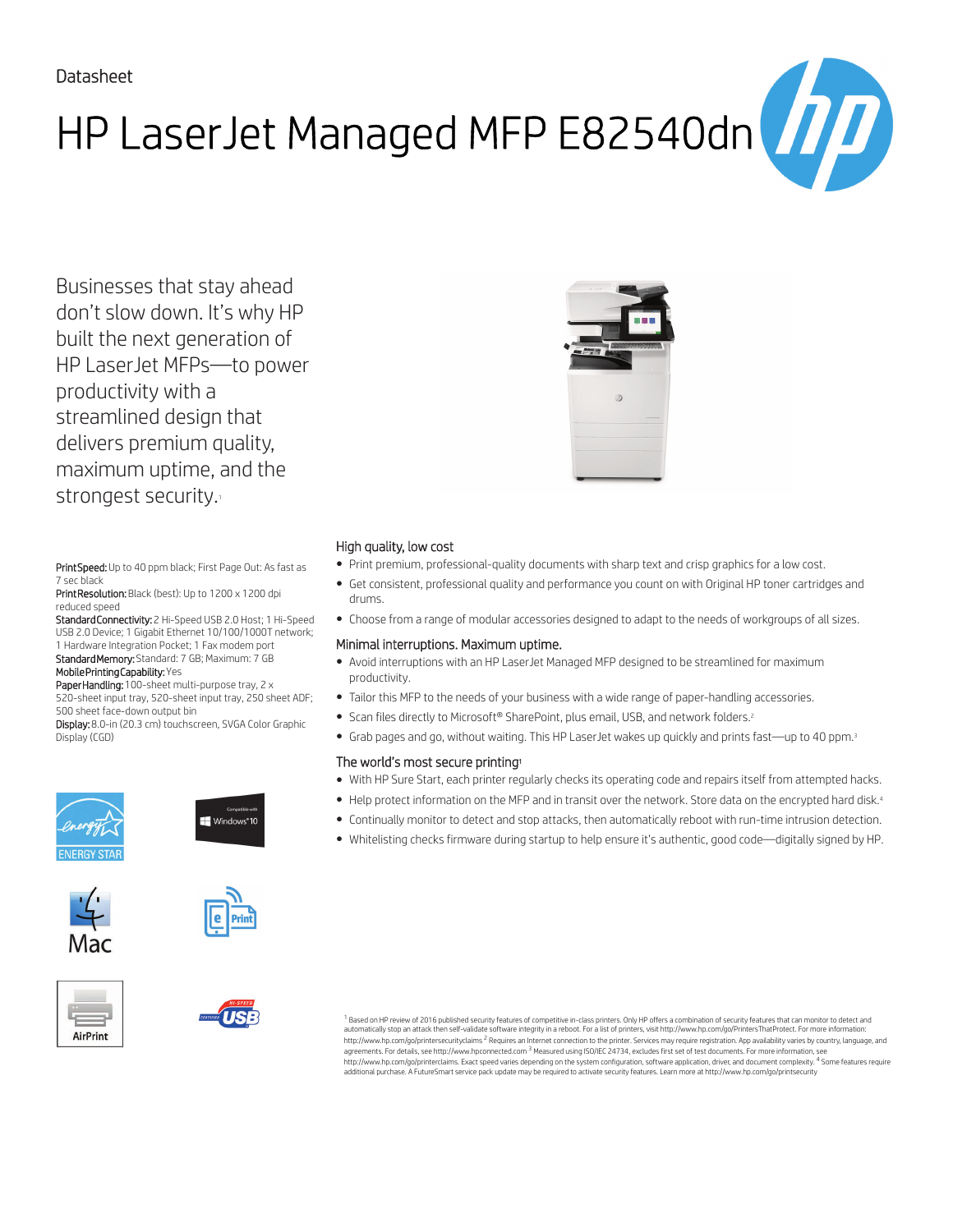Datasheet

# HP LaserJet Managed MFP E82540dn

Businesses that stay ahead don't slow down. It's why HP built the next generation of HP LaserJet MFPs—to power productivity with a streamlined design that delivers premium quality, maximum uptime, and the strongest security.[1]

**Print Speed:** Up to 40 ppm black; First Page Out: As fast as 7 sec black
**Print Resolution:** Black (best): Up to 1200 x 1200 dpi reduced speed
**Standard Connectivity:** 2 Hi-Speed USB 2.0 Host; 1 Hi-Speed USB 2.0 Device; 1 Gigabit Ethernet 10/100/1000T network; 1 Hardware Integration Pocket; 1 Fax modem port
**Standard Memory:** Standard: 7 GB; Maximum: 7 GB
**Mobile Printing Capability:** Yes
**Paper Handling:** 100-sheet multi-purpose tray, 2 x 520-sheet input tray, 520-sheet input tray, 250 sheet ADF; 500 sheet face-down output bin
**Display:** 8.0-in (20.3 cm) touchscreen, SVGA Color Graphic Display (CGD)

## High quality, low cost

- Print premium, professional-quality documents with sharp text and crisp graphics for a low cost.
- Get consistent, professional quality and performance you count on with Original HP toner cartridges and drums.
- Choose from a range of modular accessories designed to adapt to the needs of workgroups of all sizes.

## Minimal interruptions. Maximum uptime.

- Avoid interruptions with an HP LaserJet Managed MFP designed to be streamlined for maximum productivity.
- Tailor this MFP to the needs of your business with a wide range of paper-handling accessories.
- Scan files directly to Microsoft® SharePoint, plus email, USB, and network folders.[2]
- Grab pages and go, without waiting. This HP LaserJet wakes up quickly and prints fast—up to 40 ppm.[3]

## The world's most secure printing[1]

- With HP Sure Start, each printer regularly checks its operating code and repairs itself from attempted hacks.
- Help protect information on the MFP and in transit over the network. Store data on the encrypted hard disk.[4]
- Continually monitor to detect and stop attacks, then automatically reboot with run-time intrusion detection.
- Whitelisting checks firmware during startup to help ensure it's authentic, good code—digitally signed by HP.

[1] Based on HP review of 2016 published security features of competitive in-class printers. Only HP offers a combination of security features that can monitor to detect and automatically stop an attack then self-validate software integrity in a reboot. For a list of printers, visit http://www.hp.com/go/PrintersThatProtect. For more information: http://www.hp.com/go/printersecurityclaims [2] Requires an Internet connection to the printer. Services may require registration. App availability varies by country, language, and agreements. For details, see http://www.hpconnected.com [3] Measured using ISO/IEC 24734, excludes first set of test documents. For more information, see http://www.hp.com/go/printerclaims. Exact speed varies depending on the system configuration, software application, driver, and document complexity. [4] Some features require additional purchase. A FutureSmart service pack update may be required to activate security features. Learn more at http://www.hp.com/go/printsecurity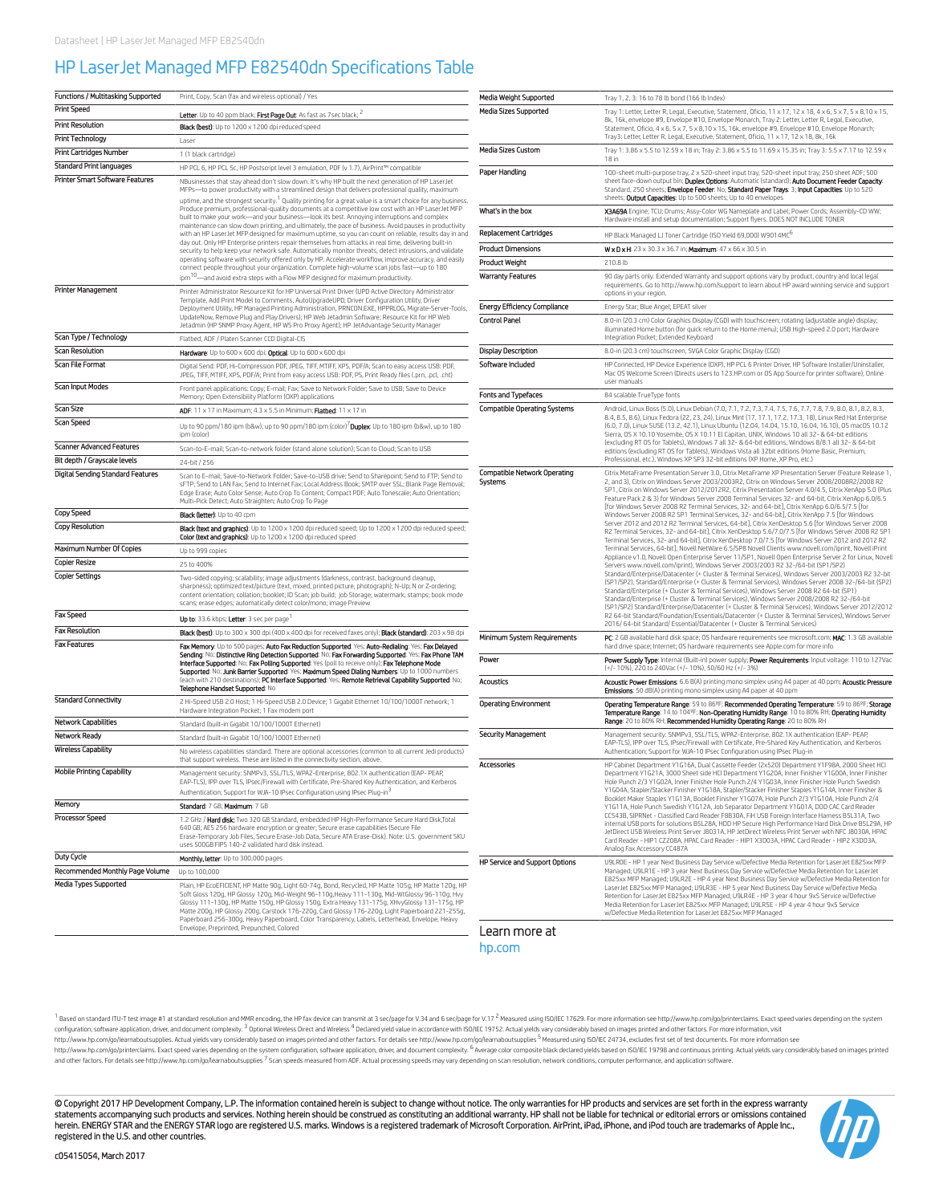# HP LaserJet Managed MFP E82540dn Specifications Table

| | |
|---|---|
| Functions / Multitasking Supported | Print, Copy, Scan (fax and wireless optional) / Yes |
| Print Speed | **Letter**: Up to 40 ppm black; **First Page Out**: As fast as 7sec black; [2] |
| Print Resolution | **Black (best)**: Up to 1200 x 1200 dpi reduced speed |
| Print Technology | Laser |
| Print Cartridges Number | 1 (1 black cartridge) |
| Standard Print languages | HP PCL 6, HP PCL 5c, HP Postscript level 3 emulation, PDF (v 1.7), AirPrint™ compatible |
| Printer Smart Software Features | NBusinesses that stay ahead don't slow down. It's why HP built the next generation of HP LaserJet MFPs—to power productivity with a streamlined design that delivers professional quality, maximum uptime, and the strongest security.[1] Quality printing for a great value is a smart choice for any business. Produce premium, professional-quality documents at a competitive low cost with an HP LaserJet MFP built to make your work—and your business—look its best. Annoying interruptions and complex maintenance can slow down printing, and ultimately, the pace of business. Avoid pauses in productivity with an HP LaserJet MFP designed for maximum uptime, so you can count on reliable, results day in and day out. Only HP Enterprise printers repair themselves from attacks in real time, delivering built-in security to help keep your network safe. Automatically monitor threats, detect intrusions, and validate operating software with security offered only by HP. Accelerate workflow, improve accuracy, and easily connect people throughout your organization. Complete high-volume scan jobs fast—up to 180 ipm[10]—and avoid extra steps with a Flow MFP designed for maximum productivity. |
| Printer Management | Printer Administrator Resource Kit for HP Universal Print Driver (UPD Active Directory Administrator Template, Add Print Model to Comments, AutoUpgradeUPD, Driver Configuration Utility, Driver Deployment Utility, HP Managed Printing Administration, PRNCON.EXE, HPPRLOG, Migrate-Server-Tools, UpdateNow, Remove Plug and Play Drivers); HP Web Jetadmin Software; Resource Kit for HP Web Jetadmin (HP SNMP Proxy Agent, HP WS Pro Proxy Agent); HP JetAdvantage Security Manager |
| Scan Type / Technology | Flatbed, ADF / Platen Scanner CCD Digital-CIS |
| Scan Resolution | **Hardware**: Up to 600 x 600 dpi; **Optical**: Up to 600 x 600 dpi |
| Scan File Format | Digital Send: PDF, Hi-Compression PDF, JPEG, TIFF, MTIFF, XPS, PDF/A; Scan to easy access USB: PDF, JPEG, TIFF, MTIFF, XPS, PDF/A; Print from easy access USB: PDF, PS, Print Ready files (.prn, .pcl, .cht) |
| Scan Input Modes | Front panel applications: Copy; E-mail; Fax; Save to Network Folder; Save to USB; Save to Device Memory; Open Extensibility Platform (OXP) applications |
| Scan Size | **ADF**: 11 x 17 in Maximum; 4.3 x 5.5 in Minimum; **Flatbed**: 11 x 17 in |
| Scan Speed | Up to 90 ppm/180 ipm (b&w), up to 90 ppm/180 ipm (color)[7] **Duplex**: Up to 180 ipm (b&w), up to 180 ipm (color) |
| Scanner Advanced Features | Scan-to-E-mail; Scan-to-network folder (stand alone solution); Scan to Cloud; Scan to USB |
| Bit depth / Grayscale levels | 24-bit / 256 |
| Digital Sending Standard Features | Scan to E-mail; Save-to-Network Folder; Save-to-USB drive; Send to Sharepoint; Send to FTP; Send to sFTP; Send to LAN Fax; Send to Internet Fax; Local Address Book; SMTP over SSL; Blank Page Removal; Edge Erase; Auto Color Sense; Auto Crop To Content; Compact PDF; Auto Tonescale; Auto Orientation; Multi-Pick Detect; Auto Straighten; Auto Crop To Page |
| Copy Speed | **Black (letter)**: Up to 40 cpm |
| Copy Resolution | **Black (text and graphics)**: Up to 1200 x 1200 dpi reduced speed; Up to 1200 x 1200 dpi reduced speed; **Color (text and graphics)**: Up to 1200 x 1200 dpi reduced speed |
| Maximum Number Of Copies | Up to 999 copies |
| Copier Resize | 25 to 400% |
| Copier Settings | Two-sided copying; scalability; image adjustments (darkness, contrast, background cleanup, sharpness); optimized text/picture (text, mixed, printed picture, photograph); N-Up; N or Z-ordering; content orientation; collation; booklet; ID Scan; job build; job Storage; watermark; stamps; book mode scans; erase edges; automatically detect color/mono; image Preview |
| Fax Speed | **Up to**: 33.6 kbps; **Letter**: 3 sec per page[1] |
| Fax Resolution | **Black (best)**: Up to 300 x 300 dpi (400 x 400 dpi for received faxes only); **Black (standard)**: 203 x 98 dpi |
| Fax Features | **Fax Memory**: Up to 500 pages; **Auto Fax Reduction Supported**: Yes; **Auto-Redialing**: Yes; **Fax Delayed Sending**: No; **Distinctive Ring Detection Supported**: No; **Fax Forwarding Supported**: Yes; **Fax Phone TAM Interface Supported**: No; **Fax Polling Supported**: Yes (poll to receive only); **Fax Telephone Mode Supported**: No; **Junk Barrier Supported**: Yes; **Maximum Speed Dialing Numbers**: Up to 1000 numbers (each with 210 destinations); **PC Interface Supported**: Yes; **Remote Retrieval Capability Supported**: No; **Telephone Handset Supported**: No |
| Standard Connectivity | 2 Hi-Speed USB 2.0 Host; 1 Hi-Speed USB 2.0 Device; 1 Gigabit Ethernet 10/100/1000T network; 1 Hardware Integration Pocket; 1 Fax modem port |
| Network Capabilities | Standard (built-in Gigabit 10/100/1000T Ethernet) |
| Network Ready | Standard (built-in Gigabit 10/100/1000T Ethernet) |
| Wireless Capability | No wireless capabilities standard. There are optional accessories (common to all current Jedi products) that support wireless. These are listed in the connectivity section, above. |
| Mobile Printing Capability | Management security: SNMPv3, SSL/TLS, WPA2-Enterprise, 802.1X authentication (EAP- PEAP, EAP-TLS), IPP over TLS, IPsec/Firewall with Certificate, Pre-Shared Key Authentication, and Kerberos Authentication; Support for WJA-10 IPsec Configuration using IPsec Plug-in[3] |
| Memory | **Standard**: 7 GB; **Maximum**: 7 GB |
| Processor Speed | 1.2 GHz / **Hard disk**: Two 320 GB Standard, embedded HP High-Performance Secure Hard Disk,Total 640 GB; AES 256 hardware encryption or greater; Secure erase capabilities (Secure File Erase-Temporary Job Files, Secure Erase-Job Data, Secure ATA Erase-Disk). Note: U.S. government SKU uses 500GB FIPS 140-2 validated hard disk instead. |
| Duty Cycle | **Monthly, letter**: Up to 300,000 pages |
| Recommended Monthly Page Volume | Up to 100,000 |
| Media Types Supported | Plain, HP EcoEFICIENT, HP Matte 90g, Light 60-74g, Bond, Recycled, HP Matte 105g, HP Matte 120g, HP Soft Gloss 120g, HP Glossy 120g, Mid-Weight 96-110g,Heavy 111-130g, Mid-WtGlossy 96-110g, Hvy Glossy 111-130g, HP Matte 150g, HP Glossy 150g, Extra Heavy 131-175g, XHvyGlossy 131-175g, HP Matte 200g, HP Glossy 200g, Carstock 176-220g, Card Glossy 176-220g, Light Paperboard 221-255g, Paperboard 256-300g, Heavy Paperboard, Color Transparency, Labels, Letterhead, Envelope, Heavy Envelope, Preprinted, Prepunched, Colored |
| Media Weight Supported | Tray 1, 2, 3: 16 to 78 lb bond (166 lb Index) |
| Media Sizes Supported | Tray 1: Letter, Letter R, Legal, Executive, Statement, Oficio, 11 x 17, 12 x 18, 4 x 6, 5 x 7, 5 x 8,10 x 15, 8k, 16k, envelope #9, Envelope #10, Envelope Monarch; Tray 2: Letter, Letter R, Legal, Executive, Statement, Oficio, 4 x 6, 5 x 7, 5 x 8,10 x 15, 16k, envelope #9, Envelope #10, Envelope Monarch; Tray3: Letter, Letter R, Legal, Executive, Statement, Oficio, 11 x 17, 12 x 18, 8k, 16k |
| Media Sizes Custom | Tray 1: 3.86 x 5.5 to 12.59 x 18 in; Tray 2: 3.86 x 5.5 to 11.69 x 15.35 in; Tray 3: 5.5 x 7.17 to 12.59 x 18 in |
| Paper Handling | 100-sheet multi-purpose tray, 2 x 520-sheet input tray, 520-sheet input tray, 250 sheet ADF; 500 sheet face-down output bin; **Duplex Options**: Automatic (standard); **Auto Document Feeder Capacity**: Standard, 250 sheets; **Envelope Feeder**: No; **Standard Paper Trays**: 3; **Input Capacities**: Up to 520 sheets; **Output Capacities**: Up to 500 sheets; Up to 40 envelopes |
| What's in the box | **X3A69A** Engine; TCU; Drums; Assy-Color WG Nameplate and Label; Power Cords; Assembly-CD WW; Hardware install and setup documentation; Support flyers. DOES NOT INCLUDE TONER |
| Replacement Cartridges | HP Black Managed LJ Toner Cartridge (ISO Yield 69,000) W9014MC[6] |
| Product Dimensions | **W x D x H**: 23 x 30.3 x 36.7 in; **Maximum**: 47 x 66 x 30.5 in |
| Product Weight | 210.8 lb |
| Warranty Features | 90 day parts only. Extended Warranty and support options vary by product, country and local legal requirements. Go to http://www.hp.com/support to learn about HP award winning service and support options in your region. |
| Energy Efficiency Compliance | Energy Star; Blue Angel; EPEAT silver |
| Control Panel | 8.0-in (20.3 cm) Color Graphics Display (CGD) with touchscreen; rotating (adjustable angle) display; illuminated Home button (for quick return to the Home menu); USB High-speed 2.0 port; Hardware Integration Pocket; Extended Keyboard |
| Display Description | 8.0-in (20.3 cm) touchscreen, SVGA Color Graphic Display (CGD) |
| Software Included | HP Connected, HP Device Experience (DXP), HP PCL 6 Printer Driver, HP Software Installer/Uninstaller, Mac OS Welcome Screen (Directs users to 123.HP.com or OS App Source for printer software), Online user manuals |
| Fonts and Typefaces | 84 scalable TrueType fonts |
| Compatible Operating Systems | Android, Linux Boss (5.0), Linux Debian (7.0, 7.1, 7.2, 7.3, 7.4, 7.5, 7.6, 7.7, 7.8, 7.9, 8.0, 8.1, 8.2, 8.3, 8.4, 8.5, 8.6), Linux Fedora (22, 23, 24), Linux Mint (17, 17.1, 17.2, 17.3, 18), Linux Red Hat Enterprise (6.0, 7.0), Linux SUSE (13.2, 42.1), Linux Ubuntu (12.04, 14.04, 15.10, 16.04, 16.10), OS macOS 10.12 Sierra, OS X 10.10 Yosemite, OS X 10.11 El Capitan, UNIX, Windows 10 all 32- & 64-bit editions (excluding RT OS for Tablets), Windows 7 all 32- & 64-bit editions, Windows 8/8.1 all 32- & 64-bit editions (excluding RT OS for Tablets), Windows Vista all 32bit editions (Home Basic, Premium, Professional, etc.), Windows XP SP3 32-bit editions (XP Home, XP Pro, etc.) |
| Compatible Network Operating Systems | Citrix MetaFrame Presentation Server 3.0, Citrix MetaFrame XP Presentation Server (Feature Release 1, 2, and 3), Citrix on Windows Server 2003/2003R2, Citrix on Windows Server 2008/2008R2/2008 R2 SP1, Citrix on Windows Server 2012/2012R2, Citrix Presentation Server 4.0/4.5, Citrix XenApp 5.0 (Plus Feature Pack 2 & 3) for Windows Server 2008 Terminal Services 32- and 64-bit, Citrix XenApp 6.0/6.5 [for Windows Server 2008 R2 Terminal Services, 32- and 64-bit], Citrix XenApp 6.0/6.5/7.5 [for Windows Server 2008 R2 SP1 Terminal Services, 32- and 64-bit], Citrix XenApp 7.5 [for Windows Server 2012 and 2012 R2 Terminal Services, 64-bit], Citrix XenDesktop 5.6 [for Windows Server 2008 R2 Terminal Services, 32- and 64-bit], Citrix XenDesktop 5.6/7.0/7.5 [for Windows Server 2008 R2 SP1 Terminal Services, 32- and 64-bit], Citrix XenDesktop 7.0/7.5 [for Windows Server 2012 and 2012 R2 Terminal Services, 64-bit], Novell NetWare 6.5/SP8 Novell Clients www.novell.com/iprint, Novell iPrint Appliance v1.0, Novell Open Enterprise Server 11/SP1, Novell Open Enterprise Server 2 for Linux, Novell Servers www.novell.com/iprint, Windows Server 2003/2003 R2 32-/64-bit (SP1/SP2) Standard/Enterprise/Datacenter (+ Cluster & Terminal Services), Windows Server 2003/2003 R2 32-bit (SP1/SP2), Standard/Enterprise (+ Cluster & Terminal Services), Windows Server 2008 32-/64-bit (SP2) Standard/Enterprise (+ Cluster & Terminal Services), Windows Server 2008 R2 64-bit (SP1) Standard/Enterprise (+ Cluster & Terminal Services), Windows Server 2008/2008 R2 32-/64-bit (SP1/SP2) Standard/Enterprise/Datacenter (+ Cluster & Terminal Services), Windows Server 2012/2012 R2 64-bit Standard/Foundation/Essentials/Datacenter (+ Cluster & Terminal Services), Windows Server 2016/ 64-bit Standard/ Essential/Datacenter (+ Cluster & Terminal Services) |
| Minimum System Requirements | **PC**: 2 GB available hard disk space; OS hardware requirements see microsoft.com; **MAC**: 1.3 GB available hard drive space; Internet; OS hardware requirements see Apple.com for more info |
| Power | **Power Supply Type**: Internal (Built-in) power supply; **Power Requirements**: Input voltage: 110 to 127Vac (+/- 10%), 220 to 240Vac (+/- 10%), 50/60 Hz (+/- 3%) |
| Acoustics | **Acoustic Power Emissions**: 6.6 B(A) printing mono simplex using A4 paper at 40 ppm; **Acoustic Pressure Emissions**: 50 dB(A) printing mono simplex using A4 paper at 40 ppm |
| Operating Environment | **Operating Temperature Range**: 59 to 86ºF; **Recommended Operating Temperature**: 59 to 86ºF; **Storage Temperature Range**: 14 to 104ºF; **Non-Operating Humidity Range**: 10 to 80% RH; **Operating Humidity Range**: 20 to 80% RH; **Recommended Humidity Operating Range**: 20 to 80% RH |
| Security Management | Management security: SNMPv3, SSL/TLS, WPA2-Enterprise, 802.1X authentication (EAP- PEAP, EAP-TLS), IPP over TLS, IPsec/Firewall with Certificate, Pre-Shared Key Authentication, and Kerberos Authentication; Support for WJA-10 IPsec Configuration using IPsec Plug-in |
| Accessories | HP Cabinet Department Y1G16A, Dual Cassette Feeder (2x520) Department Y1F98A, 2000 Sheet HCI Department Y1G21A, 3000 Sheet side HCI Department Y1G20A, Inner Finisher Y1G00A, Inner Finisher Hole Punch 2/3 Y1G02A, Inner Finisher Hole Punch 2/4 Y1G03A, Inner Finisher Hole Punch Swedish Y1G04A, Stapler/Stacker Finisher Y1G18A, Stapler/Stacker Finisher Staples Y1G14A, Inner Finisher & Booklet Maker Staples Y1G13A, Booklet Finisher Y1G07A, Hole Punch 2/3 Y1G10A, Hole Punch 2/4 Y1G11A, Hole Punch Swedish Y1G12A, Job Separator Department Y1G01A, DOD CAC Card Reader CC543B, SIPRNet - Classified Card Reader F8B30A, FIH USB Foreign Interface Harness B5L31A, Two internal USB ports for solutions B5L28A, HDD HP Secure High Performance Hard Disk Drive B5L29A, HP JetDirect USB Wireless Print Server J8031A, HP JetDirect Wireless Print Server with NFC J8030A, HPAC Card Reader - HIP1 CZ208A, HPAC Card Reader - HIP1 X3D03A, HPAC Card Reader - HIP2 X3D03A, Analog Fax Accessory CC487A |
| HP Service and Support Options | U9LR0E - HP 1 year Next Business Day Service w/Defective Media Retention for LaserJet E825xx MFP Managed; U9LR1E - HP 3 year Next Business Day Service w/Defective Media Retention for LaserJet E825xx MFP Managed; U9LR2E - HP 4 year Next Business Day Service w/Defective Media Retention for LaserJet E825xx MFP Managed; U9LR3E - HP 5 year Next Business Day Service w/Defective Media Retention for LaserJet E825xx MFP Managed; U9LR4E - HP 3 year 4 hour 9x5 Service w/Defective Media Retention for LaserJet E825xx MFP Managed; U9LR5E - HP 4 year 4 hour 9x5 Service w/Defective Media Retention for LaserJet E825xx MFP Managed |

Learn more at
hp.com

[1] Based on standard ITU-T test image #1 at standard resolution and MMR encoding, the HP fax device can transmit at 3 sec/page for V.34 and 6 sec/page for V.17 [2] Measured using ISO/IEC 17629. For more information see http://www.hp.com/go/printerclaims. Exact speed varies depending on the system configuration, software application, driver, and document complexity. [3] Optional Wireless Direct and Wireless [4] Declared yield value in accordance with ISO/IEC 19752. Actual yields vary considerably based on images printed and other factors. For more information, visit http://www.hp.com/go/learnaboutsupplies. Actual yields vary considerably based on images printed and other factors. For details see http://www.hp.com/go/learnaboutsupplies [5] Measured using ISO/IEC 24734, excludes first set of test documents. For more information see http://www.hp.com/go/printerclaims. Exact speed varies depending on the system configuration, software application, driver, and document complexity. [6] Average color composite black declared yields based on ISO/IEC 19798 and continuous printing. Actual yields vary considerably based on images printed and other factors. For details see http://www.hp.com/go/learnaboutsupplies [7] Scan speeds measured from ADF. Actual processing speeds may vary depending on scan resolution, network conditions, computer performance, and application software.

© Copyright 2017 HP Development Company, L.P. The information contained herein is subject to change without notice. The only warranties for HP products and services are set forth in the express warranty statements accompanying such products and services. Nothing herein should be construed as constituting an additional warranty. HP shall not be liable for technical or editorial errors or omissions contained herein. ENERGY STAR and the ENERGY STAR logo are registered U.S. marks. Windows is a registered trademark of Microsoft Corporation. AirPrint, iPad, iPhone, and iPod touch are trademarks of Apple Inc., registered in the U.S. and other countries.

c05415054, March 2017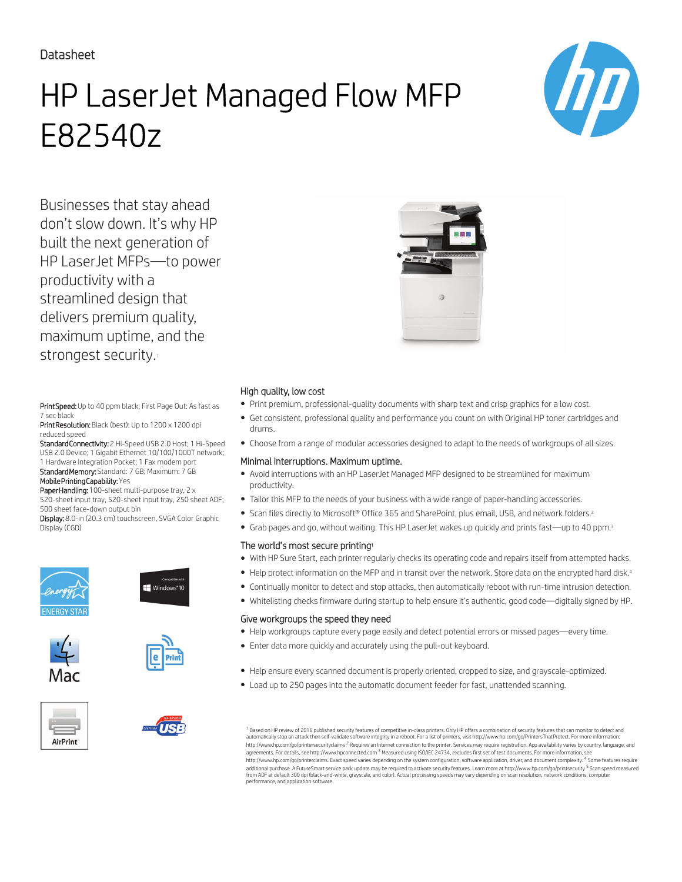Datasheet

# HP LaserJet Managed Flow MFP E82540z

Businesses that stay ahead don't slow down. It's why HP built the next generation of HP LaserJet MFPs—to power productivity with a streamlined design that delivers premium quality, maximum uptime, and the strongest security.[1]

**Print Speed:** Up to 40 ppm black; First Page Out: As fast as 7 sec black
**Print Resolution:** Black (best): Up to 1200 x 1200 dpi reduced speed
**Standard Connectivity:** 2 Hi-Speed USB 2.0 Host; 1 Hi-Speed USB 2.0 Device; 1 Gigabit Ethernet 10/100/1000T network; 1 Hardware Integration Pocket; 1 Fax modem port
**Standard Memory:** Standard: 7 GB; Maximum: 7 GB
**Mobile Printing Capability:** Yes
**Paper Handling:** 100-sheet multi-purpose tray, 2 x 520-sheet input tray, 520-sheet input tray, 250 sheet ADF; 500 sheet face-down output bin
**Display:** 8.0-in (20.3 cm) touchscreen, SVGA Color Graphic Display (CGD)

### High quality, low cost

- Print premium, professional-quality documents with sharp text and crisp graphics for a low cost.
- Get consistent, professional quality and performance you count on with Original HP toner cartridges and drums.
- Choose from a range of modular accessories designed to adapt to the needs of workgroups of all sizes.

### Minimal interruptions. Maximum uptime.

- Avoid interruptions with an HP LaserJet Managed MFP designed to be streamlined for maximum productivity.
- Tailor this MFP to the needs of your business with a wide range of paper-handling accessories.
- Scan files directly to Microsoft® Office 365 and SharePoint, plus email, USB, and network folders.[2]
- Grab pages and go, without waiting. This HP LaserJet wakes up quickly and prints fast—up to 40 ppm.[3]

### The world's most secure printing[1]

- With HP Sure Start, each printer regularly checks its operating code and repairs itself from attempted hacks.
- Help protect information on the MFP and in transit over the network. Store data on the encrypted hard disk.[4]
- Continually monitor to detect and stop attacks, then automatically reboot with run-time intrusion detection.
- Whitelisting checks firmware during startup to help ensure it's authentic, good code—digitally signed by HP.

### Give workgroups the speed they need

- Help workgroups capture every page easily and detect potential errors or missed pages—every time.
- Enter data more quickly and accurately using the pull-out keyboard.
- Help ensure every scanned document is properly oriented, cropped to size, and grayscale-optimized.
- Load up to 250 pages into the automatic document feeder for fast, unattended scanning.

[1] Based on HP review of 2016 published security features of competitive in-class printers. Only HP offers a combination of security features that can monitor to detect and automatically stop an attack then self-validate software integrity in a reboot. For a list of printers, visit http://www.hp.com/go/PrintersThatProtect. For more information: http://www.hp.com/go/printersecurityclaims [2] Requires an Internet connection to the printer. Services may require registration. App availability varies by country, language, and agreements. For details, see http://www.hpconnected.com [3] Measured using ISO/IEC 24734, excludes first set of test documents. For more information, see http://www.hp.com/go/printerclaims. Exact speed varies depending on the system configuration, software application, driver, and document complexity. [4] Some features require additional purchase. A FutureSmart service pack update may be required to activate security features. Learn more at http://www.hp.com/go/printsecurity [5] Scan speed measured from ADF at default 300 dpi (black-and-white, grayscale, and color). Actual processing speeds may vary depending on scan resolution, network conditions, computer performance, and application software.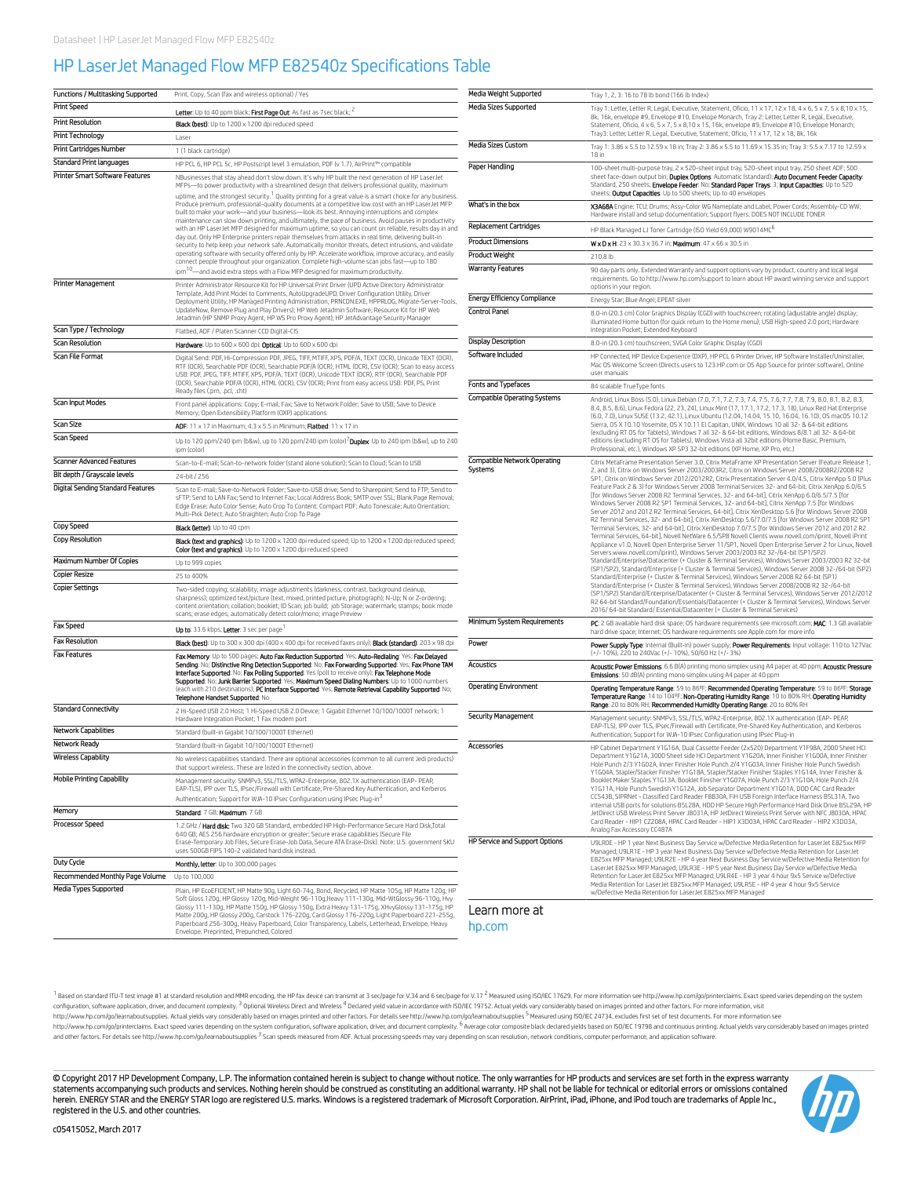# HP LaserJet Managed Flow MFP E82540z Specifications Table

| | |
|---|---|
| Functions / Multitasking Supported | Print, Copy, Scan (fax and wireless optional) / Yes |
| Print Speed | **Letter**: Up to 40 ppm black; **First Page Out**: As fast as 7sec black; [2] |
| Print Resolution | **Black (best)**: Up to 1200 x 1200 dpi reduced speed |
| Print Technology | Laser |
| Print Cartridges Number | 1 (1 black cartridge) |
| Standard Print languages | HP PCL 6, HP PCL 5c, HP Postscript level 3 emulation, PDF (v 1.7), AirPrint™ compatible |
| Printer Smart Software Features | NBusinesses that stay ahead don't slow down. It's why HP built the next generation of HP LaserJet MFPs—to power productivity with a streamlined design that delivers professional quality, maximum uptime, and the strongest security.[1] Quality printing for a great value is a smart choice for any business. Produce premium, professional-quality documents at a competitive low cost with an HP LaserJet MFP built to make your work—and your business—look its best. Annoying interruptions and complex maintenance can slow down printing, and ultimately, the pace of business. Avoid pauses in productivity with an HP LaserJet MFP designed for maximum uptime, so you can count on reliable, results day in and day out. Only HP Enterprise printers repair themselves from attacks in real time, delivering built-in security to help keep your network safe. Automatically monitor threats, detect intrusions, and validate operating software with security offered only by HP. Accelerate workflow, improve accuracy, and easily connect people throughout your organization. Complete high-volume scan jobs fast—up to 180 ipm[10]—and avoid extra steps with a Flow MFP designed for maximum productivity. |
| Printer Management | Printer Administrator Resource Kit for HP Universal Print Driver (UPD Active Directory Administrator Template, Add Print Model to Comments, AutoUpgradeUPD, Driver Configuration Utility, Driver Deployment Utility, HP Managed Printing Administration, PRNCON.EXE, HPPRLOG, Migrate-Server-Tools, UpdateNow, Remove Plug and Play Drivers); HP Web Jetadmin Software; Resource Kit for HP Web Jetadmin (HP SNMP Proxy Agent, HP WS Pro Proxy Agent); HP JetAdvantage Security Manager |
| Scan Type / Technology | Flatbed, ADF / Platen Scanner CCD Digital-CIS |
| Scan Resolution | **Hardware**: Up to 600 x 600 dpi; **Optical**: Up to 600 x 600 dpi |
| Scan File Format | Digital Send: PDF, Hi-Compression PDF, JPEG, TIFF, MTIFF, XPS, PDF/A, TEXT (OCR), Unicode TEXT (OCR), RTF (OCR), Searchable PDF (OCR), Searchable PDF/A (OCR), HTML (OCR), CSV (OCR); Scan to easy access USB: PDF, JPEG, TIFF, MTIFF, XPS, PDF/A, TEXT (OCR), Unicode TEXT (OCR), RTF (OCR), Searchable PDF (OCR), Searchable PDF/A (OCR), HTML (OCR), CSV (OCR); Print from easy access USB: PDF, PS, Print Ready files (.prn, .pcl, .cht) |
| Scan Input Modes | Front panel applications: Copy; E-mail; Fax; Save to Network Folder; Save to USB; Save to Device Memory; Open Extensibility Platform (OXP) applications |
| Scan Size | **ADF**: 11 x 17 in Maximum; 4.3 x 5.5 in Minimum; **Flatbed**: 11 x 17 in |
| Scan Speed | Up to 120 ppm/240 ipm (b&w), up to 120 ppm/240 ipm (color)[7] **Duplex**: Up to 240 ipm (b&w), up to 240 ipm (color) |
| Scanner Advanced Features | Scan-to-E-mail; Scan-to-network folder (stand alone solution); Scan to Cloud; Scan to USB |
| Bit depth / Grayscale levels | 24-bit / 256 |
| Digital Sending Standard Features | Scan to E-mail; Save-to-Network Folder; Save-to-USB drive; Send to Sharepoint; Send to FTP; Send to sFTP; Send to LAN Fax; Send to Internet Fax; Local Address Book; SMTP over SSL; Blank Page Removal; Edge Erase; Auto Color Sense; Auto Crop To Content; Compact PDF; Auto Tonescale; Auto Orientation; Multi-Pick Detect; Auto Straighten; Auto Crop To Page |
| Copy Speed | **Black (letter)**: Up to 40 cpm |
| Copy Resolution | **Black (text and graphics)**: Up to 1200 x 1200 dpi reduced speed; Up to 1200 x 1200 dpi reduced speed; **Color (text and graphics)**: Up to 1200 x 1200 dpi reduced speed |
| Maximum Number Of Copies | Up to 999 copies |
| Copier Resize | 25 to 400% |
| Copier Settings | Two-sided copying; scalability; image adjustments (darkness, contrast, background cleanup, sharpness); optimized text/picture (text, mixed, printed picture, photograph); N-Up; N or Z-ordering; content orientation; collation; booklet; ID Scan; job build; job Storage; watermark; stamps; book mode scans; erase edges; automatically detect color/mono; image Preview |
| Fax Speed | **Up to**: 33.6 kbps; **Letter**: 3 sec per page[1] |
| Fax Resolution | **Black (best)**: Up to 300 x 300 dpi (400 x 400 dpi for received faxes only); **Black (standard)**: 203 x 98 dpi |
| Fax Features | **Fax Memory**: Up to 500 pages; **Auto Fax Reduction Supported**: Yes; **Auto-Redialing**: Yes; **Fax Delayed Sending**: No; **Distinctive Ring Detection Supported**: No; **Fax Forwarding Supported**: Yes; **Fax Phone TAM Interface Supported**: No; **Fax Polling Supported**: Yes (poll to receive only); **Fax Telephone Mode Supported**: No; **Junk Barrier Supported**: Yes; **Maximum Speed Dialing Numbers**: Up to 1000 numbers (each with 210 destinations); **PC Interface Supported**: Yes; **Remote Retrieval Capability Supported**: No; **Telephone Handset Supported**: No |
| Standard Connectivity | 2 Hi-Speed USB 2.0 Host; 1 Hi-Speed USB 2.0 Device; 1 Gigabit Ethernet 10/100/1000T network; 1 Hardware Integration Pocket; 1 Fax modem port |
| Network Capabilities | Standard (built-in Gigabit 10/100/1000T Ethernet) |
| Network Ready | Standard (built-in Gigabit 10/100/1000T Ethernet) |
| Wireless Capability | No wireless capabilities standard. There are optional accessories (common to all current Jedi products) that support wireless. These are listed in the connectivity section, above. |
| Mobile Printing Capability | Management security: SNMPv3, SSL/TLS, WPA2-Enterprise, 802.1X authentication (EAP- PEAP, EAP-TLS), IPP over TLS, IPsec/Firewall with Certificate, Pre-Shared Key Authentication, and Kerberos Authentication; Support for WJA-10 IPsec Configuration using IPsec Plug-in[3] |
| Memory | **Standard**: 7 GB; **Maximum**: 7 GB |
| Processor Speed | 1.2 GHz / **Hard disk**: Two 320 GB Standard, embedded HP High-Performance Secure Hard Disk,Total 640 GB; AES 256 hardware encryption or greater; Secure erase capabilities (Secure File Erase-Temporary Job Files, Secure Erase-Job Data, Secure ATA Erase-Disk). Note: U.S. government SKU uses 500GB FIPS 140-2 validated hard disk instead. |
| Duty Cycle | **Monthly, letter**: Up to 300,000 pages |
| Recommended Monthly Page Volume | Up to 100,000 |
| Media Types Supported | Plain, HP EcoEFFICIENT, HP Matte 90g, Light 60-74g, Bond, Recycled, HP Matte 105g, HP Matte 120g, HP Soft Gloss 120g, HP Glossy 120g, Mid-Weight 96-110g,Heavy 111-130g, Mid-WtGlossy 96-110g, Hvy Glossy 111-130g, HP Matte 150g, HP Glossy 150g, Extra Heavy 131-175g, XHvyGlossy 131-175g, HP Matte 200g, HP Glossy 200g, Carstock 176-220g, Card Glossy 176-220g, Light Paperboard 221-255g, Paperboard 256-300g, Heavy Paperboard, Color Transparency, Labels, Letterhead, Envelope, Heavy Envelope, Preprinted, Prepunched, Colored |
| Media Weight Supported | Tray 1, 2, 3: 16 to 78 lb bond (166 lb Index) |
| Media Sizes Supported | Tray 1: Letter, Letter R, Legal, Executive, Statement, Oficio, 11 x 17, 12 x 18, 4 x 6, 5 x 7, 5 x 8,10 x 15, 8k, 16k, envelope #9, Envelope #10, Envelope Monarch; Tray 2: Letter, Letter R, Legal, Executive, Statement, Oficio, 4 x 6, 5 x 7, 5 x 8,10 x 15, 16k, envelope #9, Envelope #10, Envelope Monarch; Tray3: Letter, Letter R, Legal, Executive, Statement, Oficio, 11 x 17, 12 x 18, 8k, 16k |
| Media Sizes Custom | Tray 1: 3.86 x 5.5 to 12.59 x 18 in; Tray 2: 3.86 x 5.5 to 11.69 x 15.35 in; Tray 3: 5.5 x 7.17 to 12.59 x 18 in |
| Paper Handling | 100-sheet multi-purpose tray, 2 x 520-sheet input tray, 520-sheet input tray, 250 sheet ADF; 500 sheet face-down output bin; **Duplex Options**: Automatic (standard); **Auto Document Feeder Capacity**: Standard, 250 sheets; **Envelope Feeder**: No; **Standard Paper Trays**: 3; **Input Capacities**: Up to 520 sheets; **Output Capacities**: Up to 500 sheets; Up to 40 envelopes |
| What's in the box | **X3A68A** Engine; TCU; Drums; Assy-Color WG Nameplate and Label; Power Cords; Assembly-CD WW; Hardware install and setup documentation; Support flyers. DOES NOT INCLUDE TONER |
| Replacement Cartridges | HP Black Managed LJ Toner Cartridge (ISO Yield 69,000) W9014MC[6] |
| Product Dimensions | **W x D x H**: 23 x 30.3 x 36.7 in; **Maximum**: 47 x 66 x 30.5 in |
| Product Weight | 210.8 lb |
| Warranty Features | 90 day parts only. Extended Warranty and support options vary by product, country and local legal requirements. Go to http://www.hp.com/support to learn about HP award winning service and support options in your region. |
| Energy Efficiency Compliance | Energy Star; Blue Angel; EPEAT silver |
| Control Panel | 8.0-in (20.3 cm) Color Graphics Display (CGD) with touchscreen; rotating (adjustable angle) display; illuminated Home button (for quick return to the Home menu); USB High-speed 2.0 port; Hardware Integration Pocket; Extended Keyboard |
| Display Description | 8.0-in (20.3 cm) touchscreen, SVGA Color Graphic Display (CGD) |
| Software Included | HP Connected, HP Device Experience (DXP), HP PCL 6 Printer Driver, HP Software Installer/Uninstaller, Mac OS Welcome Screen (Directs users to 123.HP.com or OS App Source for printer software), Online user manuals |
| Fonts and Typefaces | 84 scalable TrueType fonts |
| Compatible Operating Systems | Android, Linux Boss (5.0), Linux Debian (7.0, 7.1, 7.2, 7.3, 7.4, 7.5, 7.6, 7.7, 7.8, 7.9, 8.0, 8.1, 8.2, 8.3, 8.4, 8.5, 8.6), Linux Fedora (22, 23, 24), Linux Mint (17, 17.1, 17.2, 17.3, 18), Linux Red Hat Enterprise (6.0, 7.0), Linux SUSE (13.2, 42.1), Linux Ubuntu (12.04, 14.04, 15.10, 16.04, 16.10), OS macOS 10.12 Sierra, OS X 10.10 Yosemite, OS X 10.11 El Capitan, UNIX, Windows 10 all 32- & 64-bit editions (excluding RT OS for Tablets), Windows 7 all 32- & 64-bit editions, Windows 8/8.1 all 32- & 64-bit editions (excluding RT OS for Tablets), Windows Vista all 32bit editions (Home Basic, Premium, Professional, etc.), Windows XP SP3 32-bit editions (XP Home, XP Pro, etc.) |
| Compatible Network Operating Systems | Citrix MetaFrame Presentation Server 3.0, Citrix MetaFrame XP Presentation Server (Feature Release 1, 2, and 3), Citrix on Windows Server 2003/2003R2, Citrix on Windows Server 2008/2008R2/2008 R2 SP1, Citrix on Windows Server 2012/2012R2, Citrix Presentation Server 4.0/4.5, Citrix XenApp 5.0 (Plus Feature Pack 2 & 3) for Windows Server 2008 Terminal Services 32- and 64-bit, Citrix XenApp 6.0/6.5 [for Windows Server 2008 R2 Terminal Services, 32- and 64-bit], Citrix XenApp 6.0/6.5/7.5 [for Windows Server 2008 R2 SP1 Terminal Services, 32- and 64-bit], Citrix XenApp 7.5 [for Windows Server 2012 and 2012 R2 Terminal Services, 64-bit], Citrix XenDesktop 5.6 [for Windows Server 2008 R2 Terminal Services, 32- and 64-bit], Citrix XenDesktop 5.6/7.0/7.5 [for Windows Server 2008 R2 SP1 Terminal Services, 32- and 64-bit], Citrix XenDesktop 7.0/7.5 [for Windows Server 2012 and 2012 R2 Terminal Services, 64-bit], Novell NetWare 6.5/SP8 Novell Clients www.novell.com/iprint, Novell iPrint Appliance v1.0, Novell Open Enterprise Server 11/SP1, Novell Open Enterprise Server 2 for Linux, Novell Servers www.novell.com/iprint), Windows Server 2003/2003 R2 32-/64-bit (SP1/SP2) Standard/Enterprise/Datacenter (+ Cluster & Terminal Services), Windows Server 2003/2003 R2 32-bit (SP1/SP2), Standard/Enterprise (+ Cluster & Terminal Services), Windows Server 2008 32-/64-bit (SP2) Standard/Enterprise (+ Cluster & Terminal Services), Windows Server 2008 R2 64-bit (SP1) Standard/Enterprise (+ Cluster & Terminal Services), Windows Server 2008/2008 R2 32-/64-bit (SP1/SP2) Standard/Enterprise/Datacenter (+ Cluster & Terminal Services), Windows Server 2012/2012 R2 64-bit Standard/Foundation/Essentials/Datacenter (+ Cluster & Terminal Services), Windows Server 2016/ 64-bit Standard/ Essential/Datacenter (+ Cluster & Terminal Services) |
| Minimum System Requirements | **PC**: 2 GB available hard disk space; OS hardware requirements see microsoft.com; **MAC**: 1.3 GB available hard drive space; Internet; OS hardware requirements see Apple.com for more info |
| Power | **Power Supply Type**: Internal (Built-in) power supply; **Power Requirements**: Input voltage: 110 to 127Vac (+/- 10%), 220 to 240Vac (+/- 10%), 50/60 Hz (+/- 3%) |
| Acoustics | **Acoustic Power Emissions**: 6.6 B(A) printing mono simplex using A4 paper at 40 ppm; **Acoustic Pressure Emissions**: 50 dB(A) printing mono simplex using A4 paper at 40 ppm |
| Operating Environment | **Operating Temperature Range**: 59 to 86ºF; **Recommended Operating Temperature**: 59 to 86ºF; **Storage Temperature Range**: 14 to 104ºF; **Non-Operating Humidity Range**: 10 to 80% RH; **Operating Humidity Range**: 20 to 80% RH; **Recommended Humidity Operating Range**: 20 to 80% RH |
| Security Management | Management security: SNMPv3, SSL/TLS, WPA2-Enterprise, 802.1X authentication (EAP- PEAP, EAP-TLS), IPP over TLS, IPsec/Firewall with Certificate, Pre-Shared Key Authentication, and Kerberos Authentication; Support for WJA-10 IPsec Configuration using IPsec Plug-in |
| Accessories | HP Cabinet Department Y1G16A, Dual Cassette Feeder (2x520) Department Y1F98A, 2000 Sheet HCI Department Y1G21A, 3000 Sheet side HCI Department Y1G20A, Inner Finisher Y1G00A, Inner Finisher Hole Punch 2/3 Y1G02A, Inner Finisher Hole Punch 2/4 Y1G03A, Inner Finisher Hole Punch Swedish Y1G04A, Stapler/Stacker Finisher Y1G18A, Stapler/Stacker Finisher Staples Y1G14A, Inner Finisher & Booklet Maker Staples Y1G13A, Booklet Finisher Y1G07A, Hole Punch 2/3 Y1G10A, Hole Punch 2/4 Y1G11A, Hole Punch Swedish Y1G12A, Job Separator Department Y1G01A, DOD CAC Card Reader CC543B, SIPRNet - Classified Card Reader F8B30A, FIH USB Foreign Interface Harness B5L31A, Two internal USB ports for solutions B5L28A, HDD HP Secure High Performance Hard Disk Drive B5L29A, HP JetDirect USB Wireless Print Server J8031A, HP JetDirect Wireless Print Server with NFC J8030A, HPAC Card Reader - HIP1 CZ208A, HPAC Card Reader - HIP1 X3D03A, HPAC Card Reader - HIP2 X3D03A, Analog Fax Accessory CC487A |
| HP Service and Support Options | U9LR0E - HP 1 year Next Business Day Service w/Defective Media Retention for LaserJet E825xx MFP Managed; U9LR1E - HP 3 year Next Business Day Service w/Defective Media Retention for LaserJet E825xx MFP Managed; U9LR2E - HP 4 year Next Business Day Service w/Defective Media Retention for LaserJet E825xx MFP Managed; U9LR3E - HP 5 year Next Business Day Service w/Defective Media Retention for LaserJet E825xx MFP Managed; U9LR4E - HP 3 year 4 hour 9x5 Service w/Defective Media Retention for LaserJet E825xx MFP Managed; U9LR5E - HP 4 year 4 hour 9x5 Service w/Defective Media Retention for LaserJet E825xx MFP Managed |

## Learn more at

hp.com

[1] Based on standard ITU-T test image #1 at standard resolution and MMR encoding, the HP fax device can transmit at 3 sec/page for V.34 and 6 sec/page for V.17 [2] Measured using ISO/IEC 17629. For more information see http://www.hp.com/go/printerclaims. Exact speeds varies depending on the system configuration, software application, driver, and document complexity. [3] Optional Wireless Direct and Wireless [4] Declared yield value in accordance with ISO/IEC 19752. Actual yields vary considerably based on images printed and other factors. For more information, visit http://www.hp.com/go/learnaboutsupplies. Actual yields vary considerably based on images printed and other factors. For details see http://www.hp.com/go/learnaboutsupplies [5] Measured using ISO/IEC 24734, excludes first set of test documents. For more information see http://www.hp.com/go/printerclaims. Exact speeds varies depending on the system configuration, software application, driver, and document complexity. [6] Average color composite black declared yields based on ISO/IEC 19798 and continuous printing. Actual yields vary considerably based on images printed and other factors. For details see http://www.hp.com/go/learnaboutsupplies [7] Scan speeds measured from ADF. Actual processing speeds may vary depending on scan resolution, network conditions, computer performance, and application software.

© Copyright 2017 HP Development Company, L.P. The information contained herein is subject to change without notice. The only warranties for HP products and services are set forth in the express warranty statements accompanying such products and services. Nothing herein should be construed as constituting an additional warranty. HP shall not be liable for technical or editorial errors or omissions contained herein. ENERGY STAR and the ENERGY STAR logo are registered U.S. marks. Windows is a registered trademark of Microsoft Corporation. AirPrint, iPad, iPhone, and iPod touch are trademarks of Apple Inc., registered in the U.S. and other countries.

c05415052, March 2017